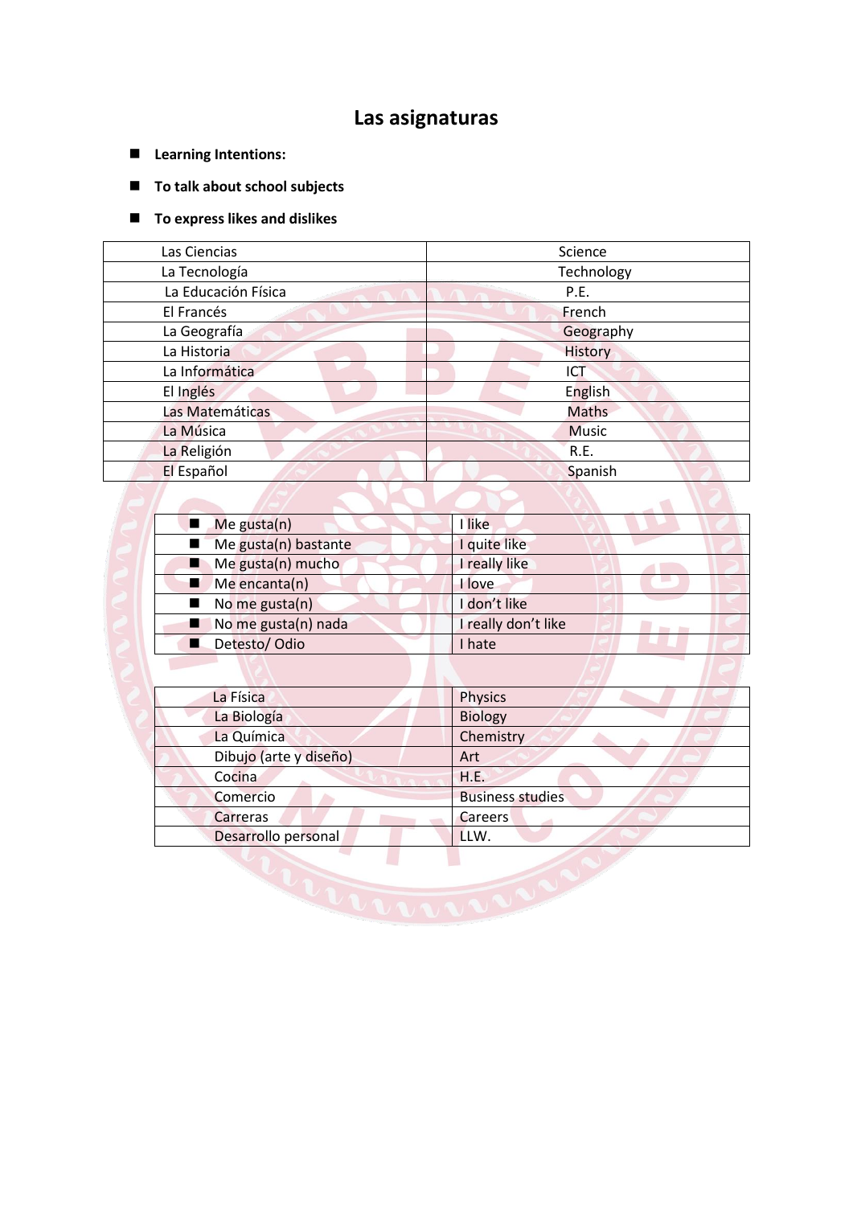# Las asignaturas

- **Learning Intentions:**
- **To talk about school subjects**
- **To express likes and dislikes**

| Las Ciencias | Science |
|---|---|
| La Tecnología | Technology |
| La Educación Física | P.E. |
| El Francés | French |
| La Geografía | Geography |
| La Historia | History |
| La Informática | ICT |
| El Inglés | English |
| Las Matemáticas | Maths |
| La Música | Music |
| La Religión | R.E. |
| El Español | Spanish |

| Me gusta(n) | I like |
|---|---|
| Me gusta(n) bastante | I quite like |
| Me gusta(n) mucho | I really like |
| Me encanta(n) | I love |
| No me gusta(n) | I don't like |
| No me gusta(n) nada | I really don't like |
| Detesto/ Odio | I hate |

| La Física | Physics |
|---|---|
| La Biología | Biology |
| La Química | Chemistry |
| Dibujo (arte y diseño) | Art |
| Cocina | H.E. |
| Comercio | Business studies |
| Carreras | Careers |
| Desarrollo personal | LLW. |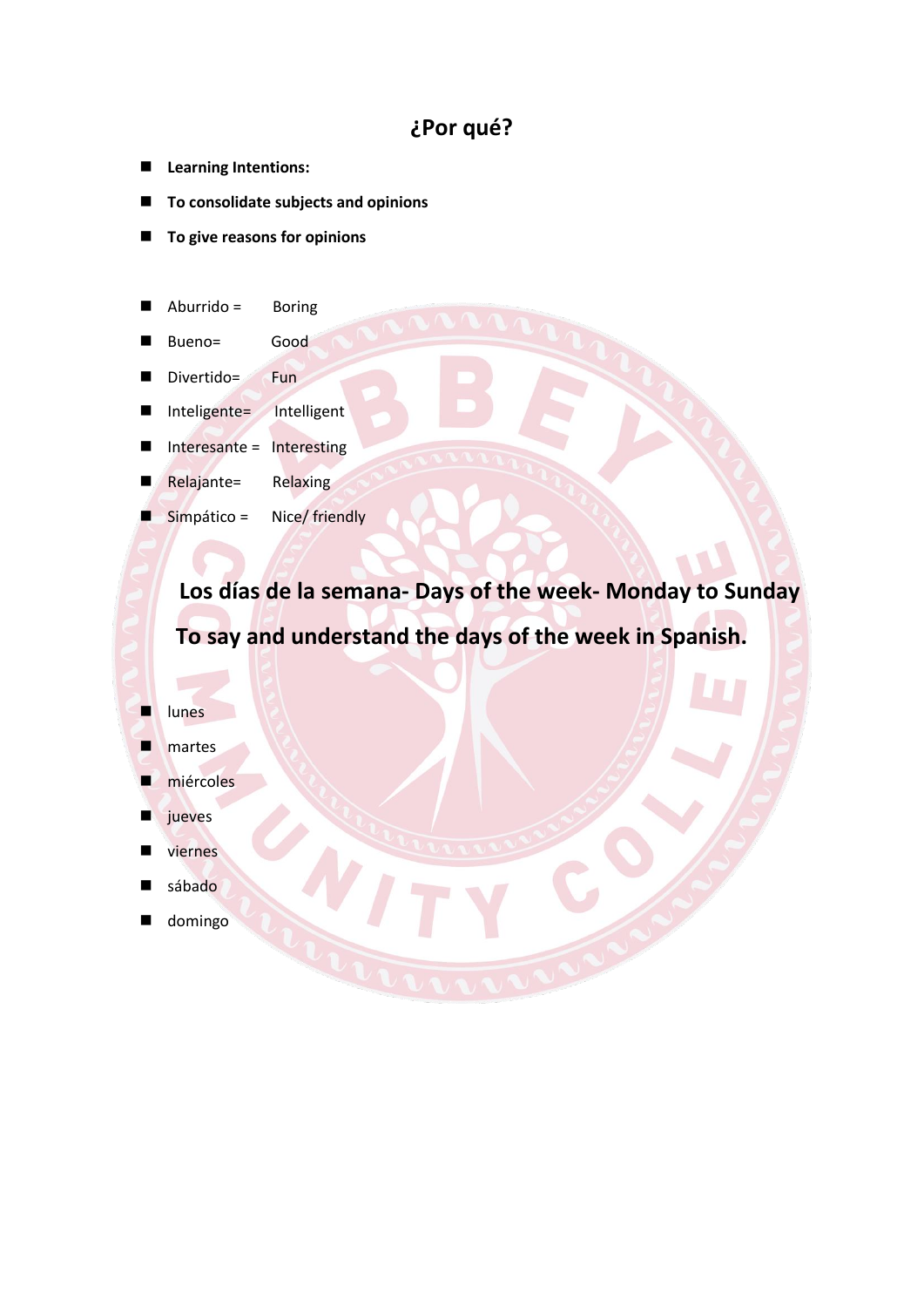## ¿Por qué?

- **Learning Intentions:**
- **To consolidate subjects and opinions**
- **To give reasons for opinions**

- Aburrido = Boring
- Bueno= Good
- Divertido= Fun
- Inteligente= Intelligent
- Interesante = Interesting
- Relajante= Relaxing
- Simpático = Nice/ friendly

### Los días de la semana- Days of the week- Monday to Sunday

### To say and understand the days of the week in Spanish.

- lunes
- martes
- miércoles
- jueves
- viernes
- sábado
- domingo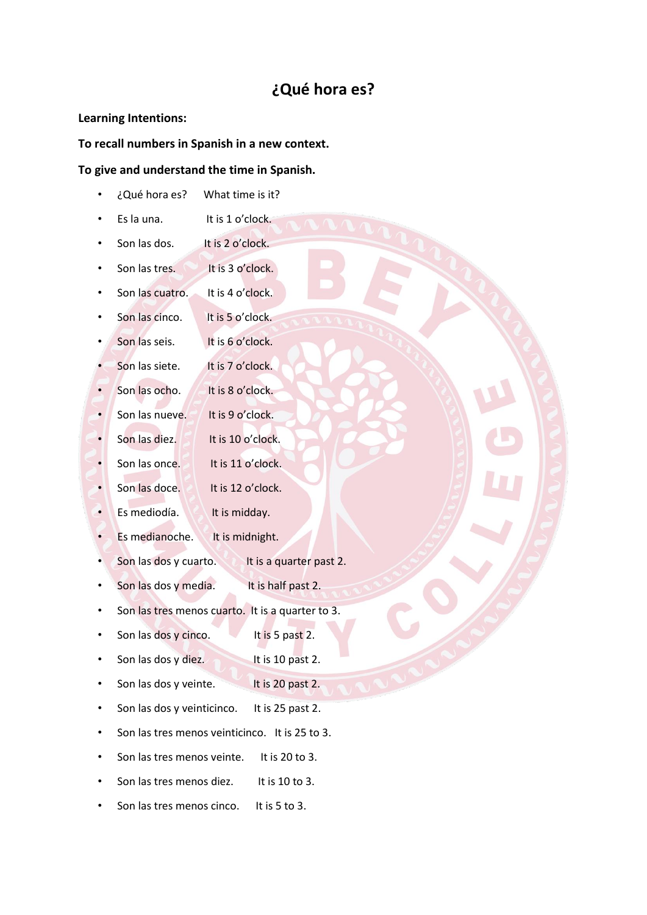# ¿Qué hora es?

**Learning Intentions:**

**To recall numbers in Spanish in a new context.**

**To give and understand the time in Spanish.**

- ¿Qué hora es? What time is it?
- Es la una. It is 1 o'clock.
- Son las dos. It is 2 o'clock.
- Son las tres. It is 3 o'clock.
- Son las cuatro. It is 4 o'clock.
- Son las cinco. It is 5 o'clock.
- Son las seis. It is 6 o'clock.
- Son las siete. It is 7 o'clock.
- Son las ocho. It is 8 o'clock.
- Son las nueve. It is 9 o'clock.
- Son las diez. It is 10 o'clock.
- Son las once. It is 11 o'clock.
- Son las doce. It is 12 o'clock.
- Es mediodía. It is midday.
- Es medianoche. It is midnight.
- Son las dos y cuarto. It is a quarter past 2.
- Son las dos y media. It is half past 2.
- Son las tres menos cuarto. It is a quarter to 3.
- Son las dos y cinco. It is 5 past 2.
- Son las dos y diez. It is 10 past 2.
- Son las dos y veinte. It is 20 past 2.
- Son las dos y veinticinco. It is 25 past 2.
- Son las tres menos veinticinco. It is 25 to 3.
- Son las tres menos veinte. It is 20 to 3.
- Son las tres menos diez. It is 10 to 3.
- Son las tres menos cinco. It is 5 to 3.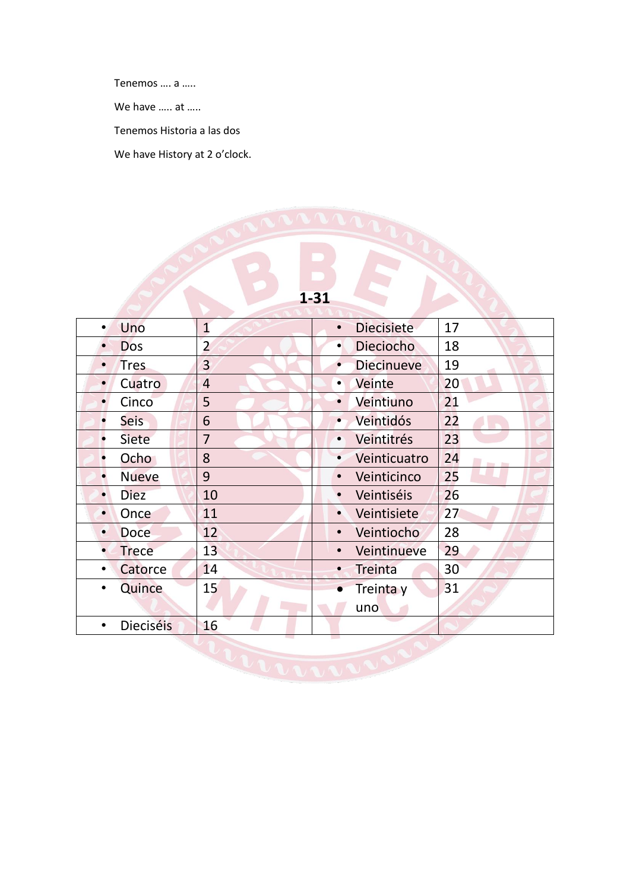Tenemos …. a …..

We have ….. at …..

Tenemos Historia a las dos

We have History at 2 o'clock.

**1-31**

| | | | |
|---|---|---|---|
| • Uno | 1 | • Diecisiete | 17 |
| • Dos | 2 | • Dieciocho | 18 |
| • Tres | 3 | • Diecinueve | 19 |
| • Cuatro | 4 | • Veinte | 20 |
| • Cinco | 5 | • Veintiuno | 21 |
| • Seis | 6 | • Veintidós | 22 |
| • Siete | 7 | • Veintitrés | 23 |
| • Ocho | 8 | • Veinticuatro | 24 |
| • Nueve | 9 | • Veinticinco | 25 |
| • Diez | 10 | • Veintiséis | 26 |
| • Once | 11 | • Veintisiete | 27 |
| • Doce | 12 | • Veintiocho | 28 |
| • Trece | 13 | • Veintinueve | 29 |
| • Catorce | 14 | • Treinta | 30 |
| • Quince | 15 | • Treinta y uno | 31 |
| • Dieciséis | 16 | | |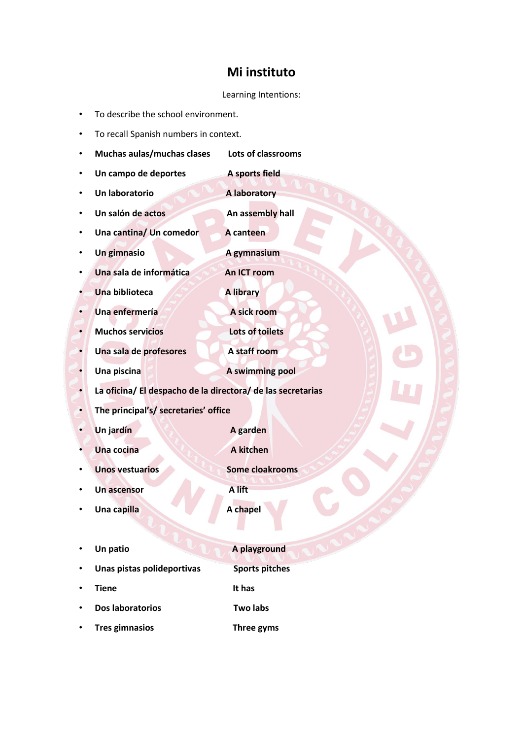# Mi instituto

Learning Intentions:

- To describe the school environment.
- To recall Spanish numbers in context.
- **Muchas aulas/muchas clases** **Lots of classrooms**
- **Un campo de deportes** **A sports field**
- **Un laboratorio** **A laboratory**
- **Un salón de actos** **An assembly hall**
- **Una cantina/ Un comedor** **A canteen**
- **Un gimnasio** **A gymnasium**
- **Una sala de informática** **An ICT room**
- **Una biblioteca** **A library**
- **Una enfermería** **A sick room**
- **Muchos servicios** **Lots of toilets**
- **Una sala de profesores** **A staff room**
- **Una piscina** **A swimming pool**
- **La oficina/ El despacho de la directora/ de las secretarias**
- **The principal's/ secretaries' office**
- **Un jardín** **A garden**
- **Una cocina** **A kitchen**
- **Unos vestuarios** **Some cloakrooms**
- **Un ascensor** **A lift**
- **Una capilla** **A chapel**

- **Un patio** **A playground**
- **Unas pistas polideportivas** **Sports pitches**
- **Tiene** **It has**
- **Dos laboratorios** **Two labs**
- **Tres gimnasios** **Three gyms**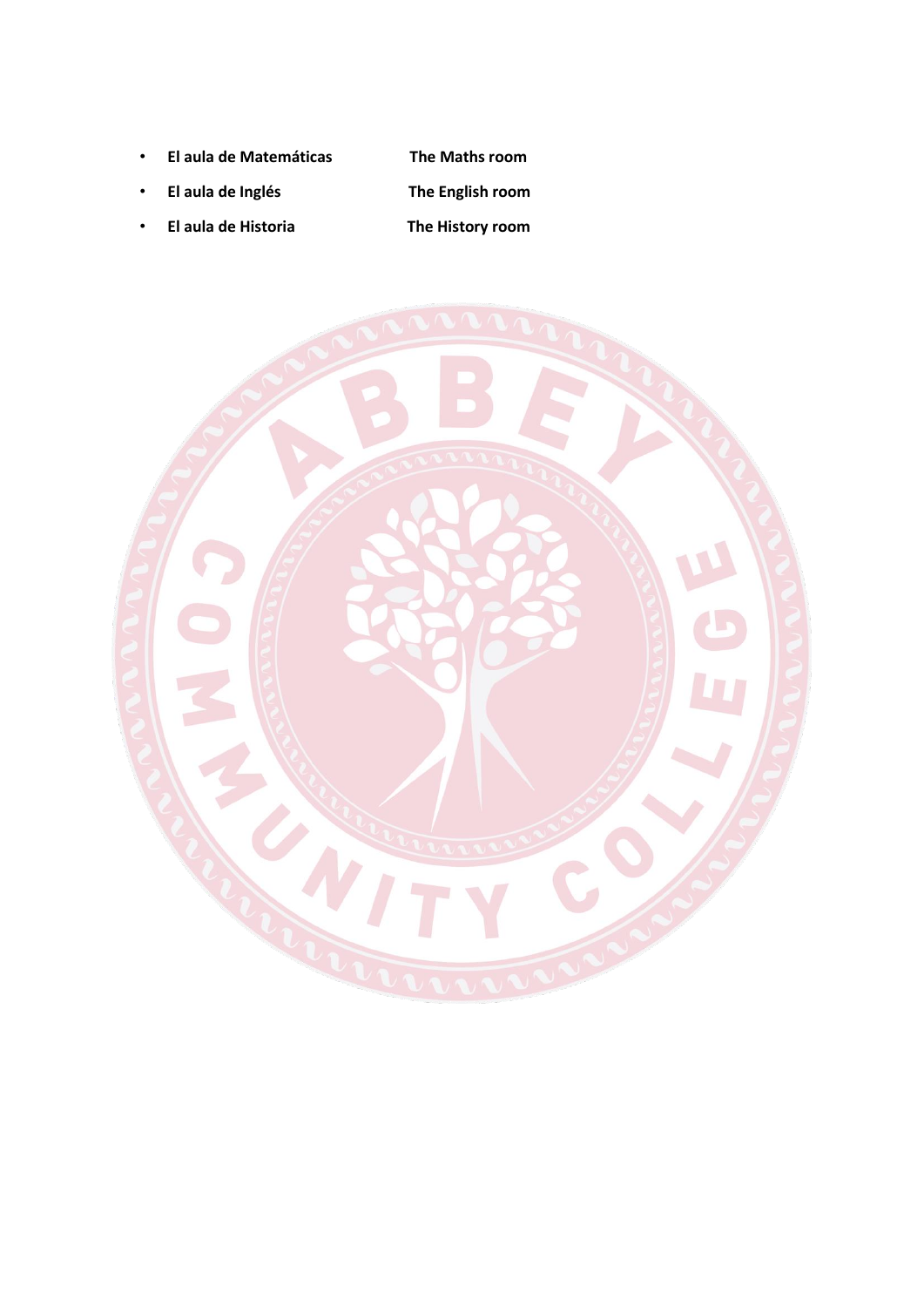- **El aula de Matemáticas** **The Maths room**
- **El aula de Inglés** **The English room**
- **El aula de Historia** **The History room**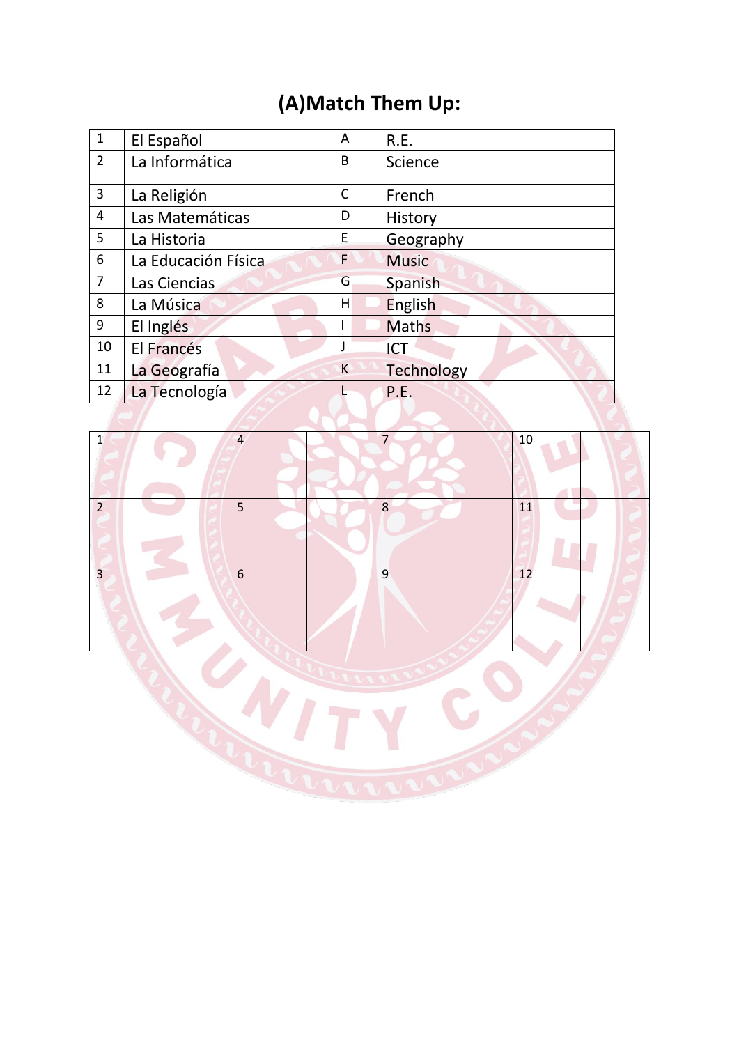# (A)Match Them Up:

| | | | |
|---|---|---|---|
| 1 | El Español | A | R.E. |
| 2 | La Informática | B | Science |
| 3 | La Religión | C | French |
| 4 | Las Matemáticas | D | History |
| 5 | La Historia | E | Geography |
| 6 | La Educación Física | F | Music |
| 7 | Las Ciencias | G | Spanish |
| 8 | La Música | H | English |
| 9 | El Inglés | I | Maths |
| 10 | El Francés | J | ICT |
| 11 | La Geografía | K | Technology |
| 12 | La Tecnología | L | P.E. |

| | | | | | | | |
|---|---|---|---|---|---|---|---|
| 1 | | 4 | | 7 | | 10 | |
| 2 | | 5 | | 8 | | 11 | |
| 3 | | 6 | | 9 | | 12 | |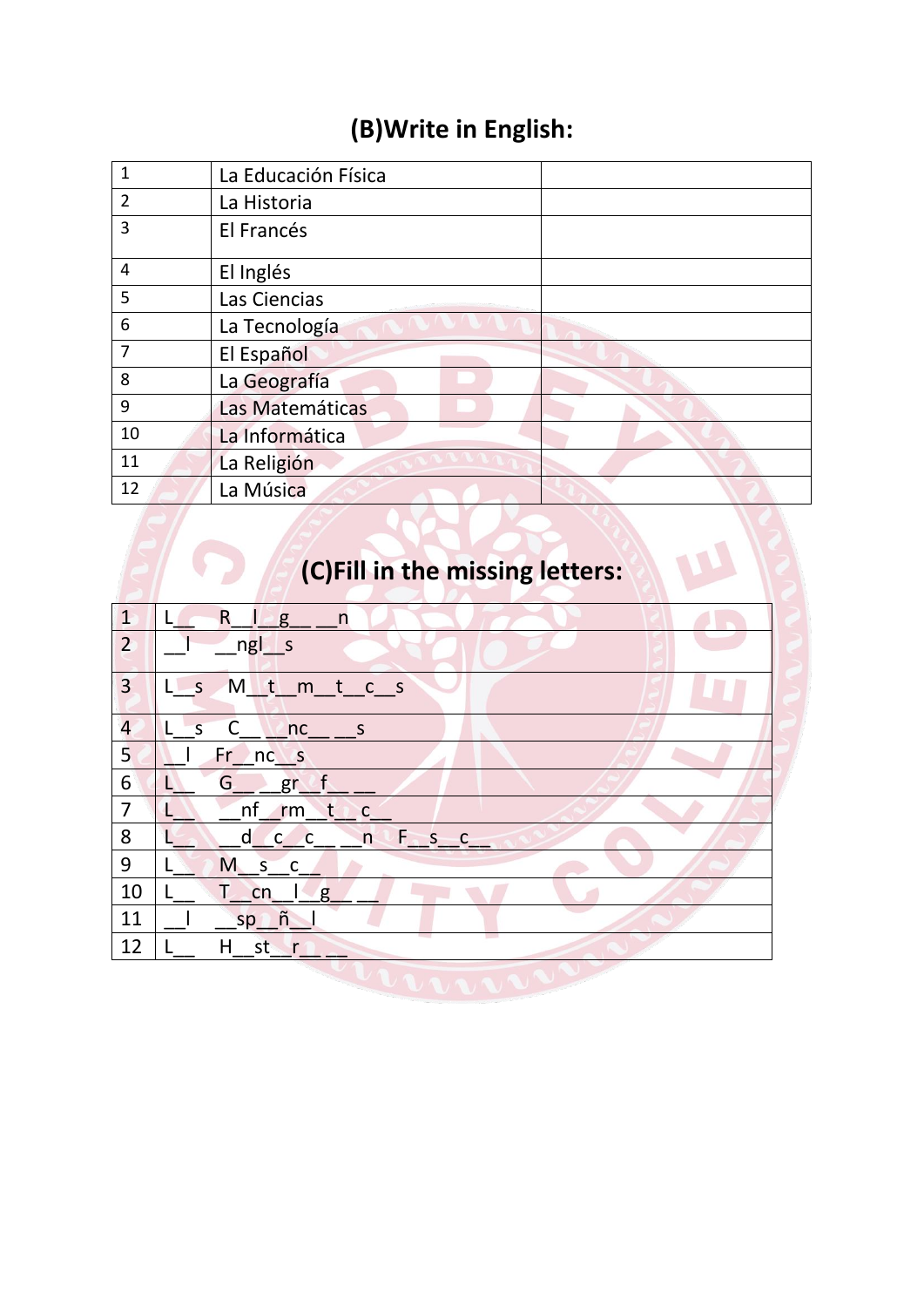## (B)Write in English:

| | | |
|---|---|---|
| 1 | La Educación Física | |
| 2 | La Historia | |
| 3 | El Francés | |
| 4 | El Inglés | |
| 5 | Las Ciencias | |
| 6 | La Tecnología | |
| 7 | El Español | |
| 8 | La Geografía | |
| 9 | Las Matemáticas | |
| 10 | La Informática | |
| 11 | La Religión | |
| 12 | La Música | |

## (C)Fill in the missing letters:

| | |
|---|---|
| 1 | L__ R__l__g__ __n |
| 2 | __l __ngl__s |
| 3 | L__s M__t__m__t__c__s |
| 4 | L__s C__ __nc__ __s |
| 5 | __l Fr__nc__s |
| 6 | L__ G__ __gr__f__ __ |
| 7 | L__ __nf__rm__t__c__ |
| 8 | L__ __d__c__c__ __n F__s__c__ |
| 9 | L__ M__s__c__ |
| 10 | L__ T__cn__l__g__ __ |
| 11 | __l __sp__ñ__l |
| 12 | L__ H__st__r__ __ |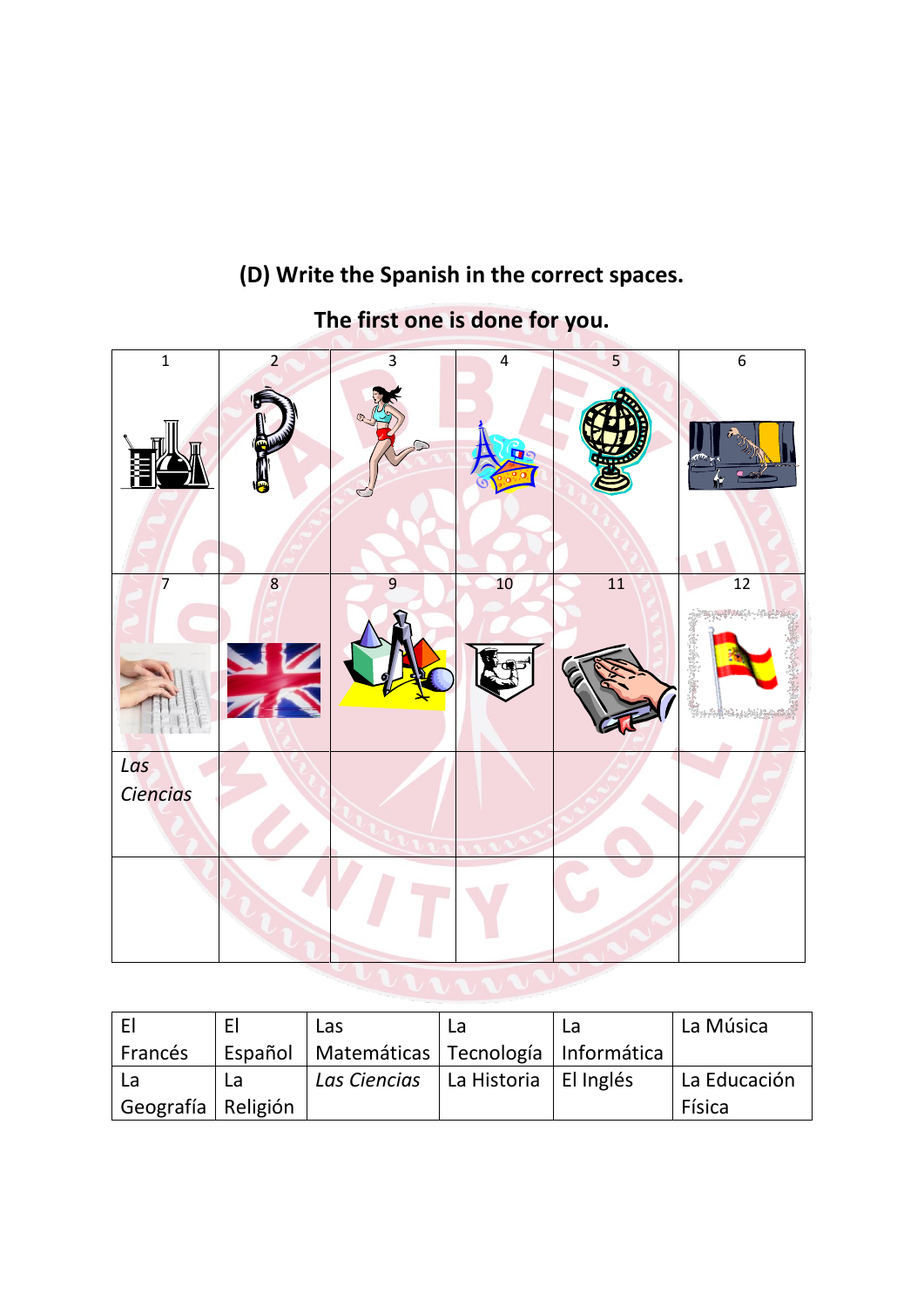**(D) Write the Spanish in the correct spaces.**

**The first one is done for you.**

| 1 | 2 | 3 | 4 | 5 | 6 |
|---|---|---|---|---|---|
| | | | | | |
| 7 | 8 | 9 | 10 | 11 | 12 |
| | | | | | |
| *Las Ciencias* | | | | | |
| | | | | | |

| El Francés | El Español | Las Matemáticas | La Tecnología | La Informática | La Música |
|---|---|---|---|---|---|
| La Geografía | La Religión | *Las Ciencias* | La Historia | El Inglés | La Educación Física |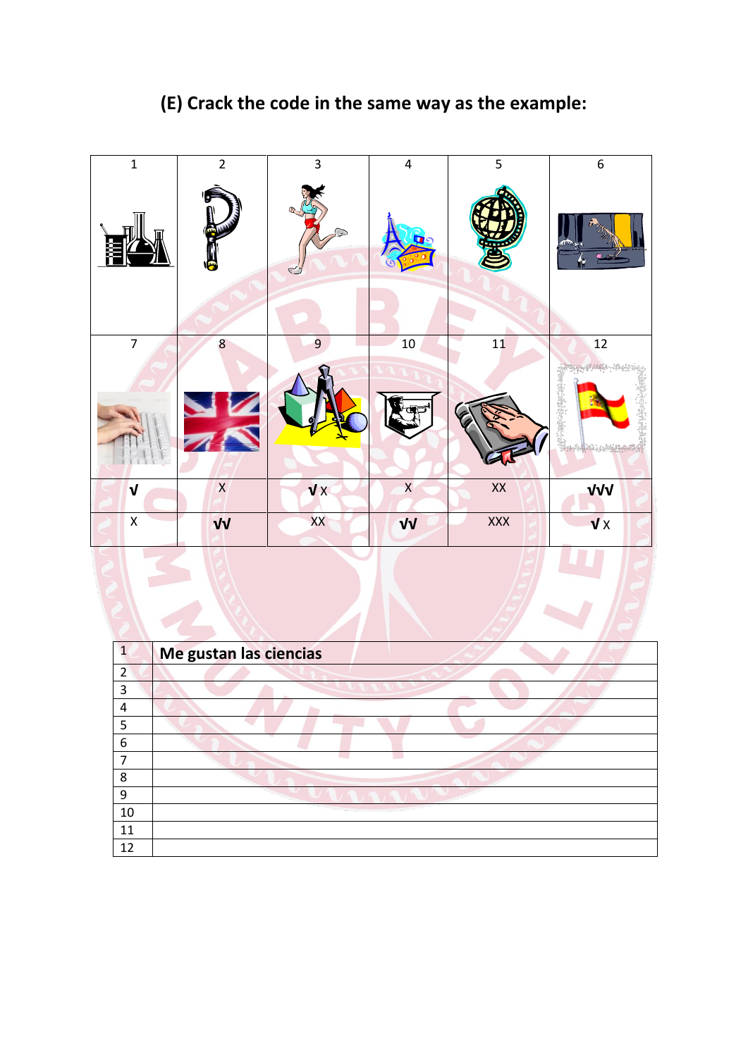# (E) Crack the code in the same way as the example:

| 1 | 2 | 3 | 4 | 5 | 6 |
|---|---|---|---|---|---|
| 7 | 8 | 9 | 10 | 11 | 12 |
| √ | X | √ X | X | XX | √√√ |
| X | √√ | XX | √√ | XXX | √ X |

| | |
|---|---|
| 1 | Me gustan las ciencias |
| 2 | |
| 3 | |
| 4 | |
| 5 | |
| 6 | |
| 7 | |
| 8 | |
| 9 | |
| 10 | |
| 11 | |
| 12 | |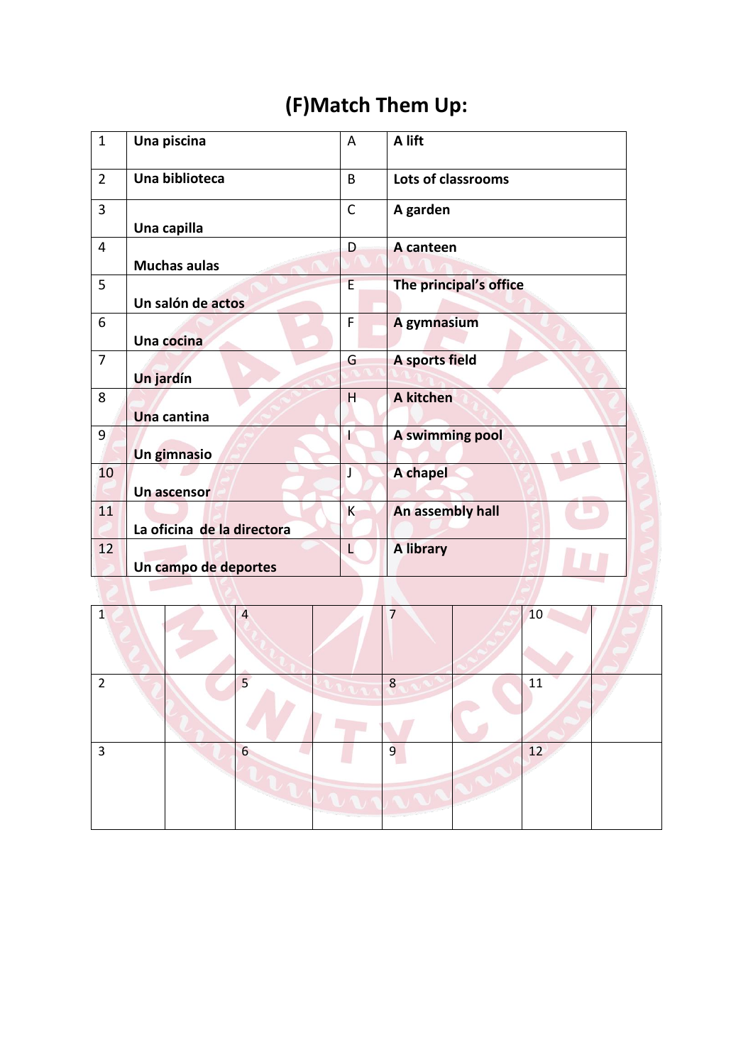# (F)Match Them Up:

| | | | |
|---|---|---|---|
| 1 | Una piscina | A | A lift |
| 2 | Una biblioteca | B | Lots of classrooms |
| 3 | Una capilla | C | A garden |
| 4 | Muchas aulas | D | A canteen |
| 5 | Un salón de actos | E | The principal's office |
| 6 | Una cocina | F | A gymnasium |
| 7 | Un jardín | G | A sports field |
| 8 | Una cantina | H | A kitchen |
| 9 | Un gimnasio | I | A swimming pool |
| 10 | Un ascensor | J | A chapel |
| 11 | La oficina de la directora | K | An assembly hall |
| 12 | Un campo de deportes | L | A library |

| | | | | | | | |
|---|---|---|---|---|---|---|---|
| 1 | | 4 | | 7 | | 10 | |
| 2 | | 5 | | 8 | | 11 | |
| 3 | | 6 | | 9 | | 12 | |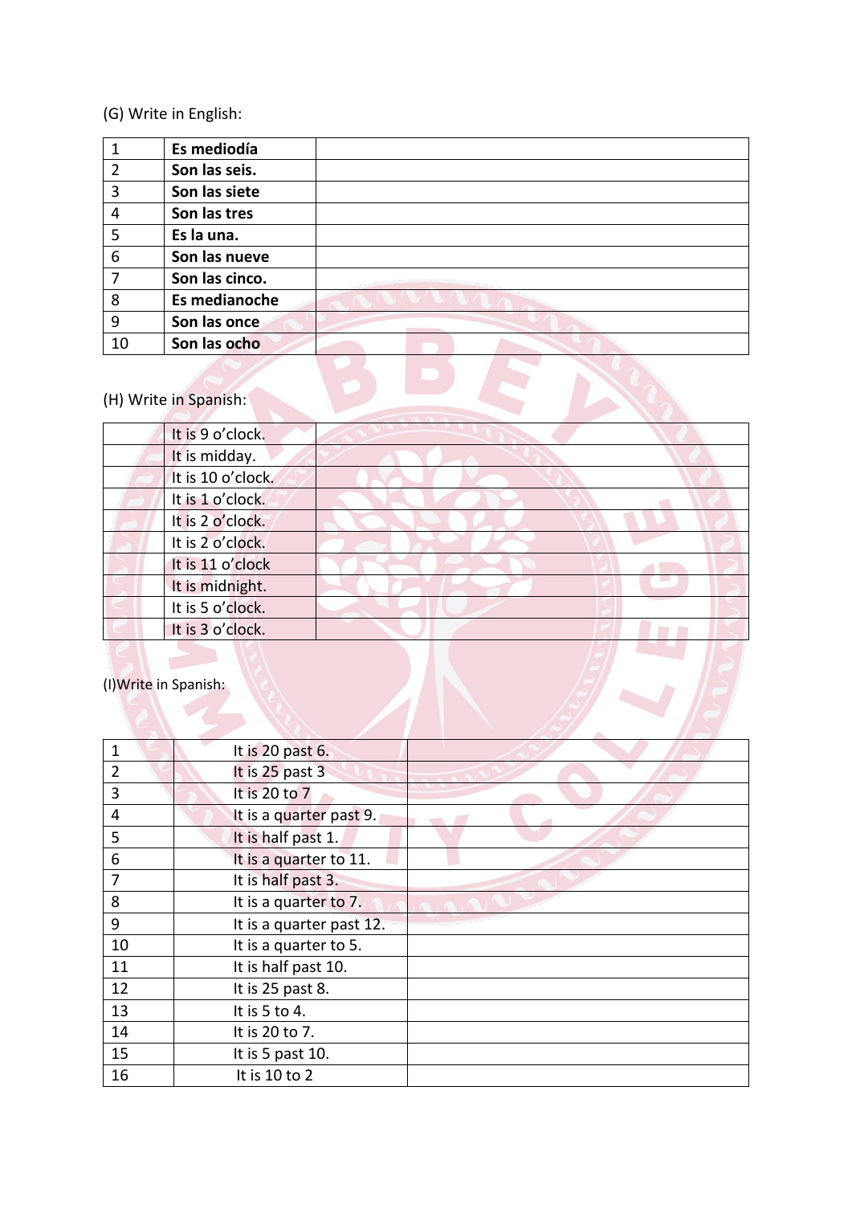(G) Write in English:

| | | |
|---|---|---|
| 1 | **Es mediodía** | |
| 2 | **Son las seis.** | |
| 3 | **Son las siete** | |
| 4 | **Son las tres** | |
| 5 | **Es la una.** | |
| 6 | **Son las nueve** | |
| 7 | **Son las cinco.** | |
| 8 | **Es medianoche** | |
| 9 | **Son las once** | |
| 10 | **Son las ocho** | |

(H) Write in Spanish:

| | | |
|---|---|---|
| | It is 9 o'clock. | |
| | It is midday. | |
| | It is 10 o'clock. | |
| | It is 1 o'clock. | |
| | It is 2 o'clock. | |
| | It is 2 o'clock. | |
| | It is 11 o'clock | |
| | It is midnight. | |
| | It is 5 o'clock. | |
| | It is 3 o'clock. | |

(I)Write in Spanish:

| | | |
|---|---|---|
| 1 | It is 20 past 6. | |
| 2 | It is 25 past 3 | |
| 3 | It is 20 to 7 | |
| 4 | It is a quarter past 9. | |
| 5 | It is half past 1. | |
| 6 | It is a quarter to 11. | |
| 7 | It is half past 3. | |
| 8 | It is a quarter to 7. | |
| 9 | It is a quarter past 12. | |
| 10 | It is a quarter to 5. | |
| 11 | It is half past 10. | |
| 12 | It is 25 past 8. | |
| 13 | It is 5 to 4. | |
| 14 | It is 20 to 7. | |
| 15 | It is 5 past 10. | |
| 16 | It is 10 to 2 | |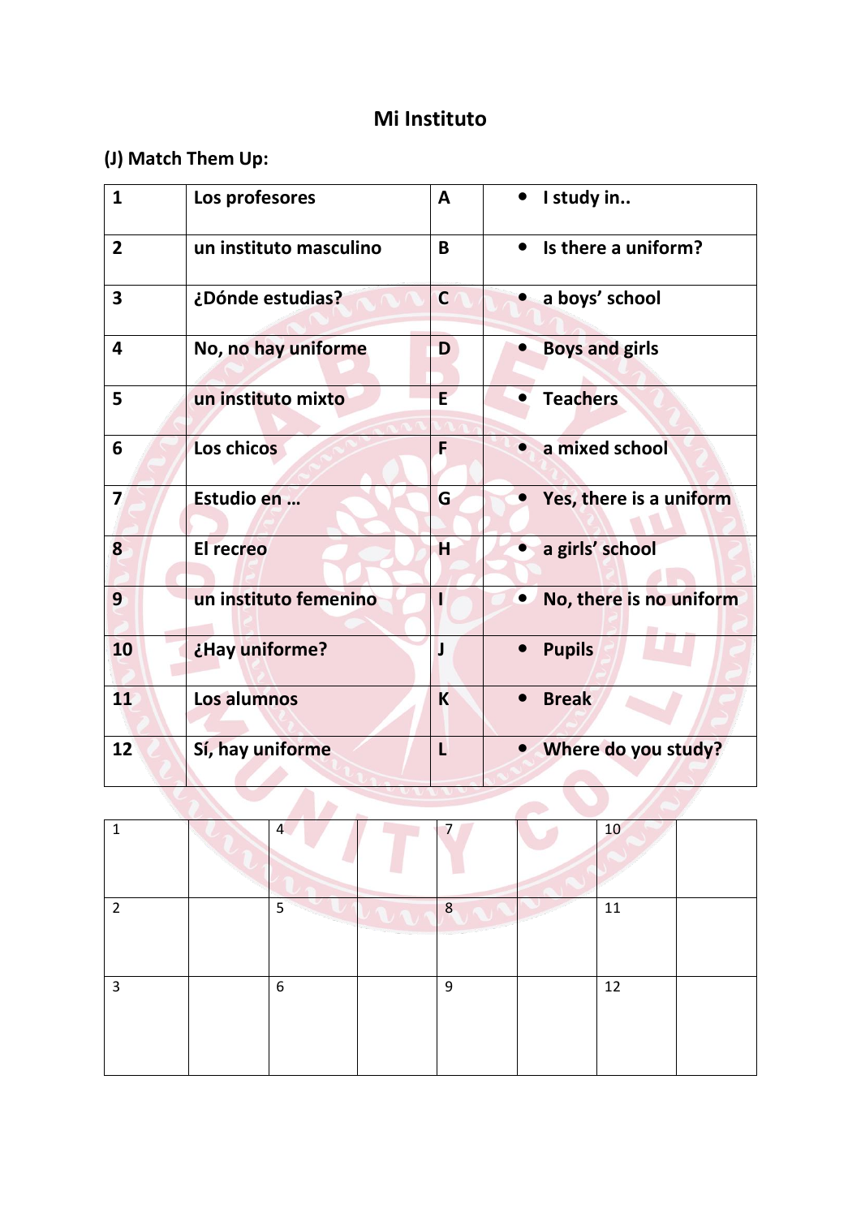# Mi Instituto

**(J) Match Them Up:**

| | | | |
|---|---|---|---|
| **1** | **Los profesores** | **A** | • **I study in..** |
| **2** | **un instituto masculino** | **B** | • **Is there a uniform?** |
| **3** | **¿Dónde estudias?** | **C** | • **a boys' school** |
| **4** | **No, no hay uniforme** | **D** | • **Boys and girls** |
| **5** | **un instituto mixto** | **E** | • **Teachers** |
| **6** | **Los chicos** | **F** | • **a mixed school** |
| **7** | **Estudio en …** | **G** | • **Yes, there is a uniform** |
| **8** | **El recreo** | **H** | • **a girls' school** |
| **9** | **un instituto femenino** | **I** | • **No, there is no uniform** |
| **10** | **¿Hay uniforme?** | **J** | • **Pupils** |
| **11** | **Los alumnos** | **K** | • **Break** |
| **12** | **Sí, hay uniforme** | **L** | • **Where do you study?** |

| | | | | | | | |
|---|---|---|---|---|---|---|---|
| 1 | | 4 | | 7 | | 10 | |
| 2 | | 5 | | 8 | | 11 | |
| 3 | | 6 | | 9 | | 12 | |